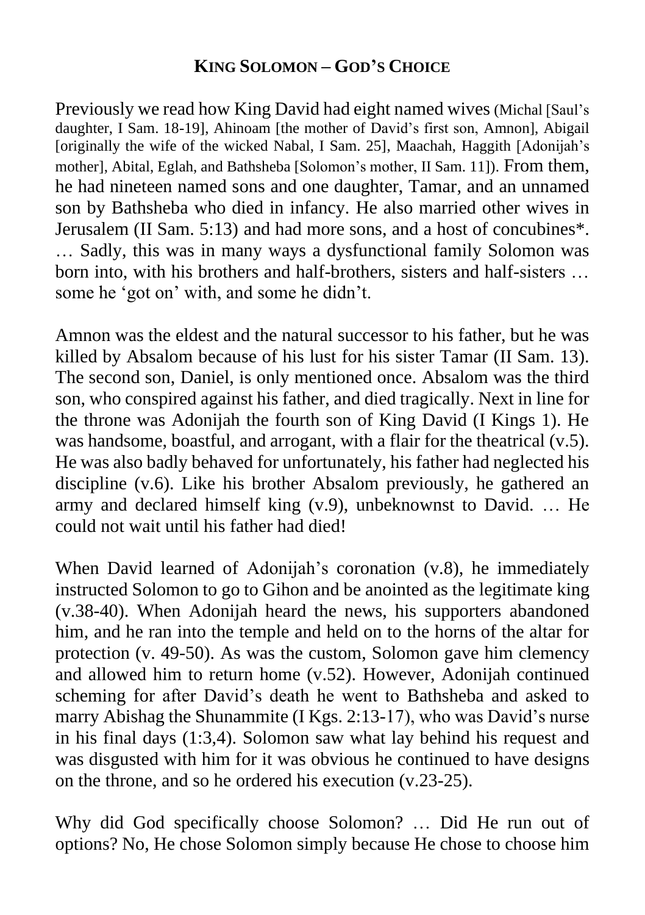## KING SOLOMON – GOD'S CHOICE

Previously we read how King David had eight named wives (Michal [Saul's daughter, I Sam. 18-19], Ahinoam [the mother of David's first son, Amnon], Abigail [originally the wife of the wicked Nabal, I Sam. 25], Maachah, Haggith [Adonijah's mother], Abital, Eglah, and Bathsheba [Solomon's mother, II Sam. 11]). From them, he had nineteen named sons and one daughter, Tamar, and an unnamed son by Bathsheba who died in infancy. He also married other wives in Jerusalem (II Sam. 5:13) and had more sons, and a host of concubines*. … Sadly, this was in many ways a dysfunctional family Solomon was born into, with his brothers and half-brothers, sisters and half-sisters … some he 'got on' with, and some he didn't.

Amnon was the eldest and the natural successor to his father, but he was killed by Absalom because of his lust for his sister Tamar (II Sam. 13). The second son, Daniel, is only mentioned once. Absalom was the third son, who conspired against his father, and died tragically. Next in line for the throne was Adonijah the fourth son of King David (I Kings 1). He was handsome, boastful, and arrogant, with a flair for the theatrical (v.5). He was also badly behaved for unfortunately, his father had neglected his discipline (v.6). Like his brother Absalom previously, he gathered an army and declared himself king (v.9), unbeknownst to David. … He could not wait until his father had died!

When David learned of Adonijah's coronation (v.8), he immediately instructed Solomon to go to Gihon and be anointed as the legitimate king (v.38-40). When Adonijah heard the news, his supporters abandoned him, and he ran into the temple and held on to the horns of the altar for protection (v. 49-50). As was the custom, Solomon gave him clemency and allowed him to return home (v.52). However, Adonijah continued scheming for after David's death he went to Bathsheba and asked to marry Abishag the Shunammite (I Kgs. 2:13-17), who was David's nurse in his final days (1:3,4). Solomon saw what lay behind his request and was disgusted with him for it was obvious he continued to have designs on the throne, and so he ordered his execution (v.23-25).

Why did God specifically choose Solomon? … Did He run out of options? No, He chose Solomon simply because He chose to choose him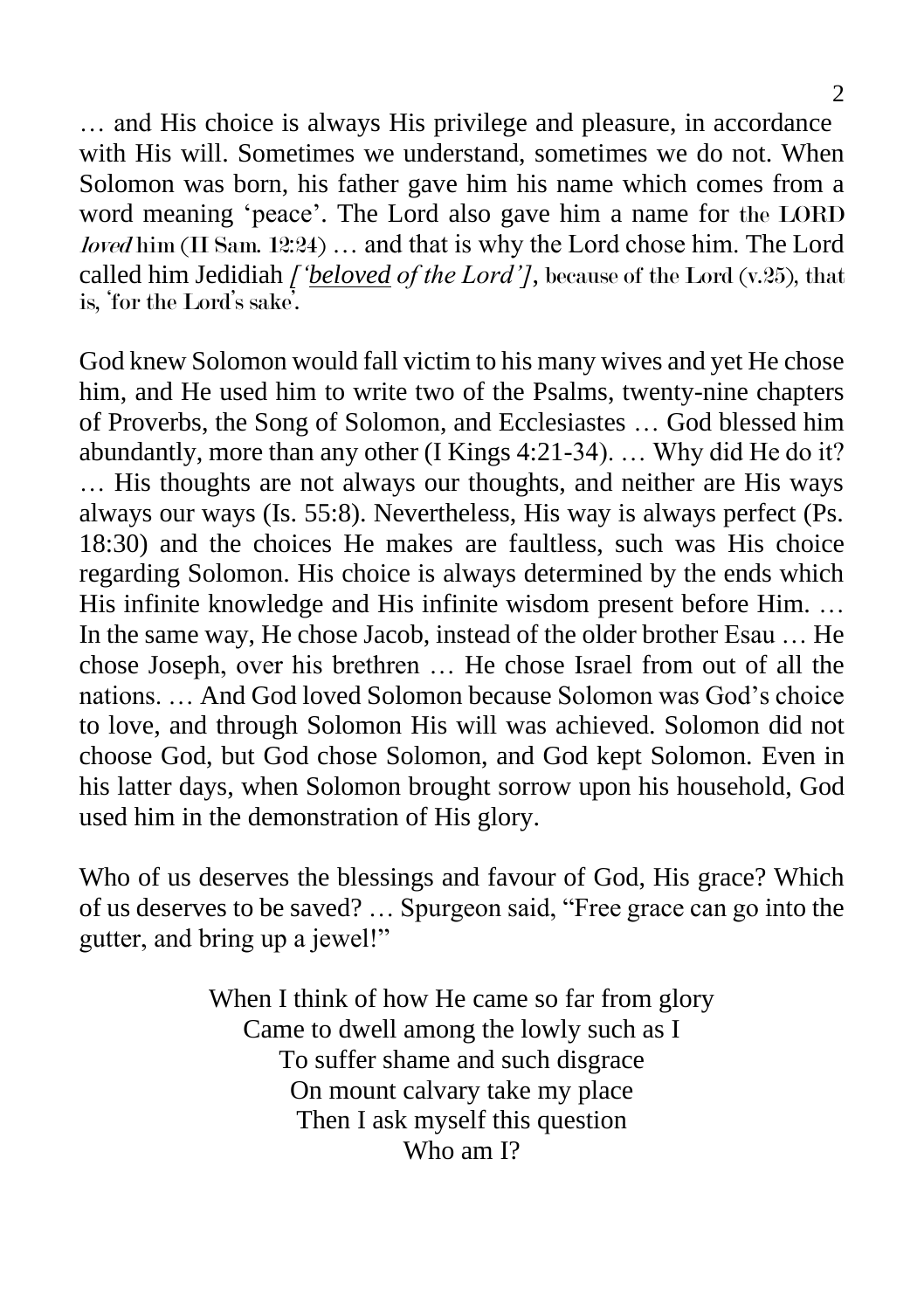… and His choice is always His privilege and pleasure, in accordance with His will. Sometimes we understand, sometimes we do not. When Solomon was born, his father gave him his name which comes from a word meaning 'peace'. The Lord also gave him a name for the LORD *loved* him (II Sam. 12:24) … and that is why the Lord chose him. The Lord called him Jedidiah *['beloved of the Lord']*, because of the Lord (v.25), that is, 'for the Lord's sake'.

God knew Solomon would fall victim to his many wives and yet He chose him, and He used him to write two of the Psalms, twenty-nine chapters of Proverbs, the Song of Solomon, and Ecclesiastes … God blessed him abundantly, more than any other (I Kings 4:21-34). … Why did He do it? … His thoughts are not always our thoughts, and neither are His ways always our ways (Is. 55:8). Nevertheless, His way is always perfect (Ps. 18:30) and the choices He makes are faultless, such was His choice regarding Solomon. His choice is always determined by the ends which His infinite knowledge and His infinite wisdom present before Him. … In the same way, He chose Jacob, instead of the older brother Esau … He chose Joseph, over his brethren … He chose Israel from out of all the nations. … And God loved Solomon because Solomon was God's choice to love, and through Solomon His will was achieved. Solomon did not choose God, but God chose Solomon, and God kept Solomon. Even in his latter days, when Solomon brought sorrow upon his household, God used him in the demonstration of His glory.

Who of us deserves the blessings and favour of God, His grace? Which of us deserves to be saved? … Spurgeon said, "Free grace can go into the gutter, and bring up a jewel!"

When I think of how He came so far from glory
Came to dwell among the lowly such as I
To suffer shame and such disgrace
On mount calvary take my place
Then I ask myself this question
Who am I?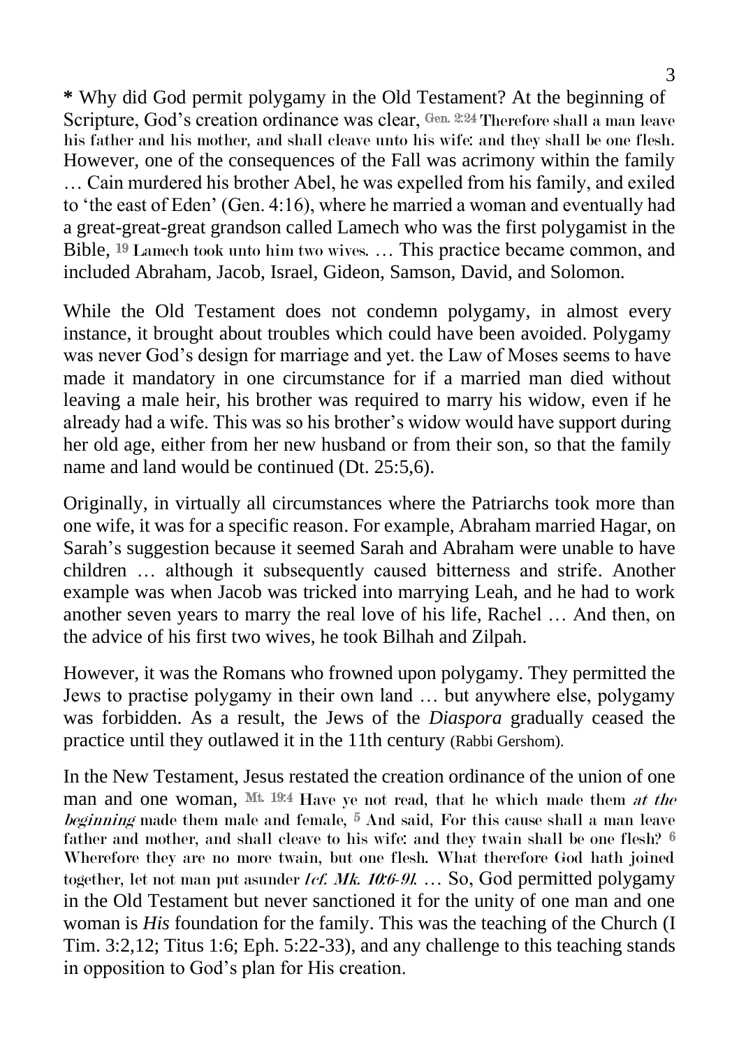**\*** Why did God permit polygamy in the Old Testament? At the beginning of Scripture, God's creation ordinance was clear, Gen. 2:24 Therefore shall a man leave his father and his mother, and shall cleave unto his wife: and they shall be one flesh. However, one of the consequences of the Fall was acrimony within the family … Cain murdered his brother Abel, he was expelled from his family, and exiled to 'the east of Eden' (Gen. 4:16), where he married a woman and eventually had a great-great-great grandson called Lamech who was the first polygamist in the Bible, 19 Lamech took unto him two wives. … This practice became common, and included Abraham, Jacob, Israel, Gideon, Samson, David, and Solomon.

While the Old Testament does not condemn polygamy, in almost every instance, it brought about troubles which could have been avoided. Polygamy was never God's design for marriage and yet. the Law of Moses seems to have made it mandatory in one circumstance for if a married man died without leaving a male heir, his brother was required to marry his widow, even if he already had a wife. This was so his brother's widow would have support during her old age, either from her new husband or from their son, so that the family name and land would be continued (Dt. 25:5,6).

Originally, in virtually all circumstances where the Patriarchs took more than one wife, it was for a specific reason. For example, Abraham married Hagar, on Sarah's suggestion because it seemed Sarah and Abraham were unable to have children … although it subsequently caused bitterness and strife. Another example was when Jacob was tricked into marrying Leah, and he had to work another seven years to marry the real love of his life, Rachel … And then, on the advice of his first two wives, he took Bilhah and Zilpah.

However, it was the Romans who frowned upon polygamy. They permitted the Jews to practise polygamy in their own land … but anywhere else, polygamy was forbidden. As a result, the Jews of the *Diaspora* gradually ceased the practice until they outlawed it in the 11th century (Rabbi Gershom).

In the New Testament, Jesus restated the creation ordinance of the union of one man and one woman, Mt. 19:4 Have ye not read, that he which made them *at the beginning* made them male and female, 5 And said, For this cause shall a man leave father and mother, and shall cleave to his wife: and they twain shall be one flesh? 6 Wherefore they are no more twain, but one flesh. What therefore God hath joined together, let not man put asunder *[cf. Mk. 10:6-9]*. … So, God permitted polygamy in the Old Testament but never sanctioned it for the unity of one man and one woman is *His* foundation for the family. This was the teaching of the Church (I Tim. 3:2,12; Titus 1:6; Eph. 5:22-33), and any challenge to this teaching stands in opposition to God's plan for His creation.